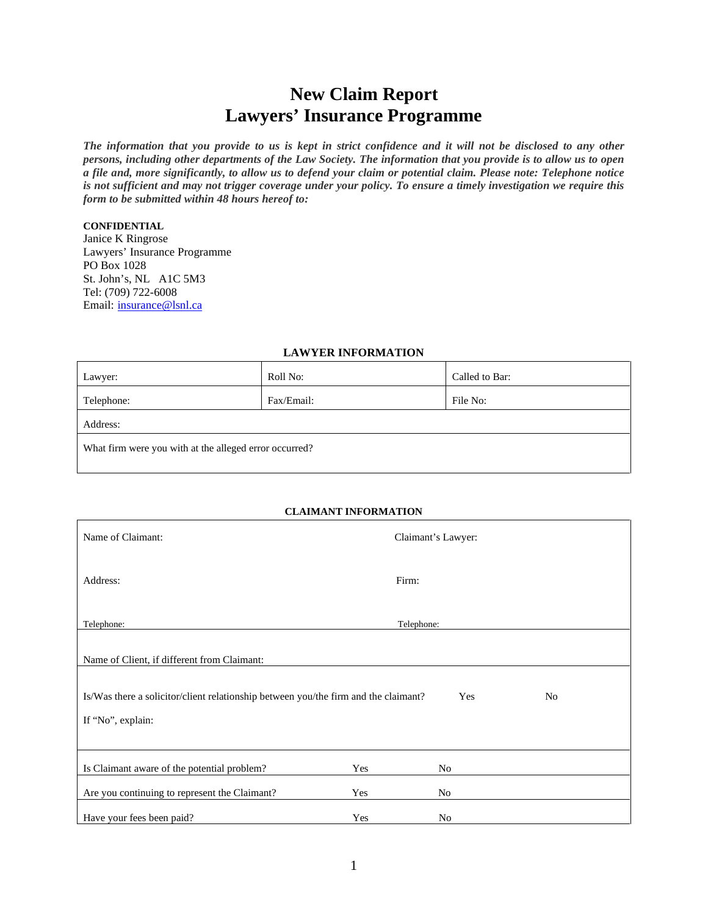# New Claim Report
# Lawyers' Insurance Programme

***The information that you provide to us is kept in strict confidence and it will not be disclosed to any other persons, including other departments of the Law Society. The information that you provide is to allow us to open a file and, more significantly, to allow us to defend your claim or potential claim. Please note: Telephone notice is not sufficient and may not trigger coverage under your policy. To ensure a timely investigation we require this form to be submitted within 48 hours hereof to:***

**CONFIDENTIAL**
Janice K Ringrose
Lawyers' Insurance Programme
PO Box 1028
St. John's, NL A1C 5M3
Tel: (709) 722-6008
Email: insurance@lsnl.ca

## LAWYER INFORMATION

| Lawyer: | Roll No: | Called to Bar: |
|---|---|---|
| Telephone: | Fax/Email: | File No: |
| Address: | | |
| What firm were you with at the alleged error occurred? | | |

## CLAIMANT INFORMATION

| Name of Claimant: | | Claimant's Lawyer: |
|---|---|---|
| Address: | | Firm: |
| Telephone: | | Telephone: |
| Name of Client, if different from Claimant: | | |
| Is/Was there a solicitor/client relationship between you/the firm and the claimant? | Yes | No |
| If "No", explain: | | |
| Is Claimant aware of the potential problem? | Yes | No |
| Are you continuing to represent the Claimant? | Yes | No |
| Have your fees been paid? | Yes | No |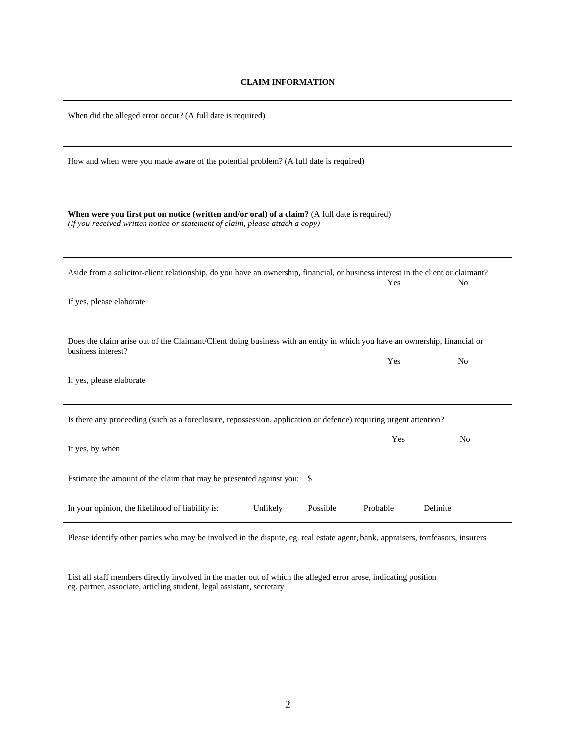## CLAIM INFORMATION

When did the alleged error occur? (A full date is required)

---

How and when were you made aware of the potential problem? (A full date is required)

---

**When were you first put on notice (written and/or oral) of a claim?** (A full date is required)
*(If you received written notice or statement of claim, please attach a copy)*

---

Aside from a solicitor-client relationship, do you have an ownership, financial, or business interest in the client or claimant?

Yes No

If yes, please elaborate

---

Does the claim arise out of the Claimant/Client doing business with an entity in which you have an ownership, financial or business interest?

Yes No

If yes, please elaborate

---

Is there any proceeding (such as a foreclosure, repossession, application or defence) requiring urgent attention?

Yes No

If yes, by when

---

Estimate the amount of the claim that may be presented against you: $

---

In your opinion, the likelihood of liability is: Unlikely Possible Probable Definite

---

Please identify other parties who may be involved in the dispute, eg. real estate agent, bank, appraisers, tortfeasors, insurers

List all staff members directly involved in the matter out of which the alleged error arose, indicating position
eg. partner, associate, articling student, legal assistant, secretary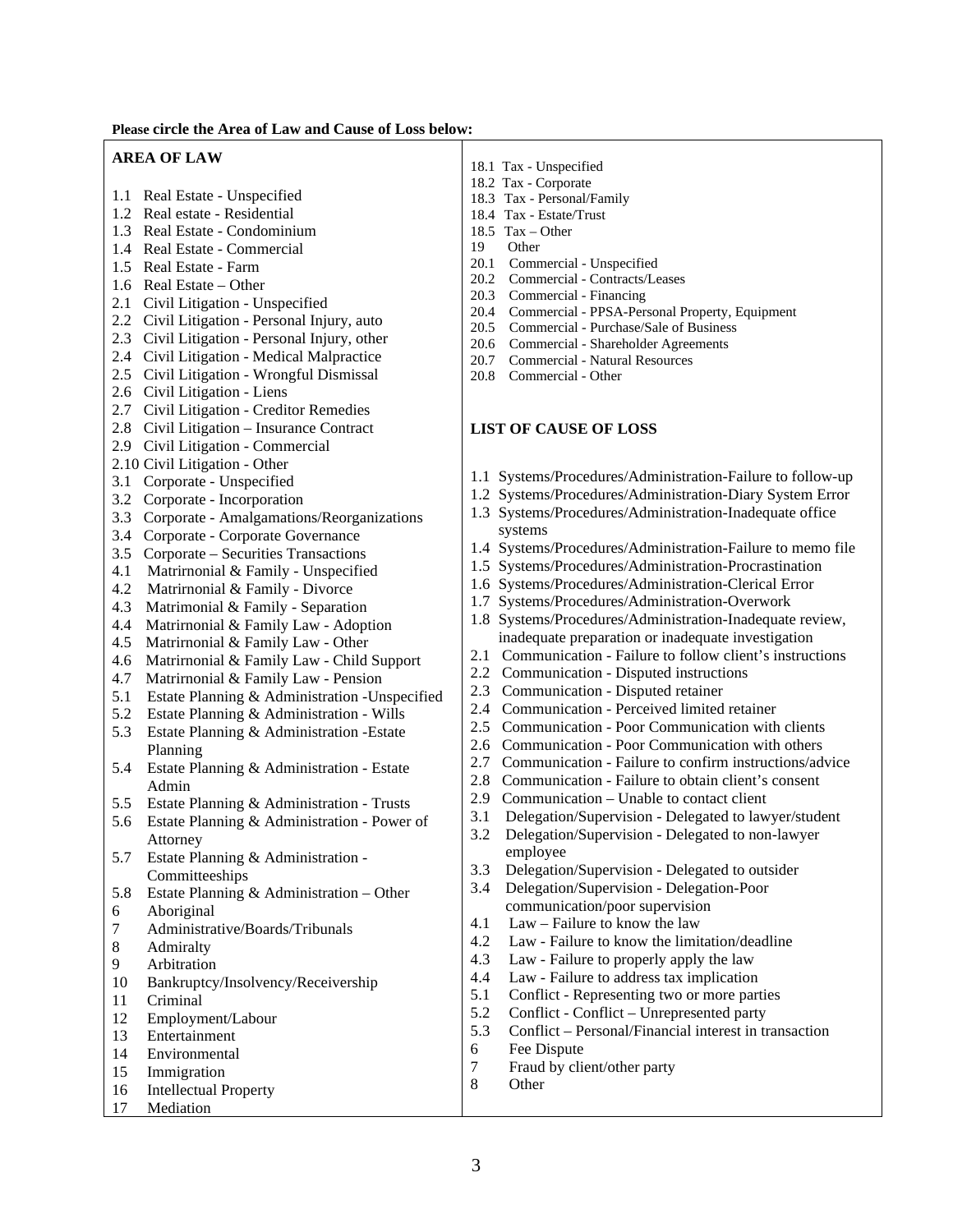**Please circle the Area of Law and Cause of Loss below:**

**AREA OF LAW**

1.1 Real Estate - Unspecified
1.2 Real estate - Residential
1.3 Real Estate - Condominium
1.4 Real Estate - Commercial
1.5 Real Estate - Farm
1.6 Real Estate – Other
2.1 Civil Litigation - Unspecified
2.2 Civil Litigation - Personal Injury, auto
2.3 Civil Litigation - Personal Injury, other
2.4 Civil Litigation - Medical Malpractice
2.5 Civil Litigation - Wrongful Dismissal
2.6 Civil Litigation - Liens
2.7 Civil Litigation - Creditor Remedies
2.8 Civil Litigation – Insurance Contract
2.9 Civil Litigation - Commercial
2.10 Civil Litigation - Other
3.1 Corporate - Unspecified
3.2 Corporate - Incorporation
3.3 Corporate - Amalgamations/Reorganizations
3.4 Corporate - Corporate Governance
3.5 Corporate – Securities Transactions
4.1 Matrirnonial & Family - Unspecified
4.2 Matrirnonial & Family - Divorce
4.3 Matrimonial & Family - Separation
4.4 Matrirnonial & Family Law - Adoption
4.5 Matrirnonial & Family Law - Other
4.6 Matrirnonial & Family Law - Child Support
4.7 Matrirnonial & Family Law - Pension
5.1 Estate Planning & Administration -Unspecified
5.2 Estate Planning & Administration - Wills
5.3 Estate Planning & Administration -Estate Planning
5.4 Estate Planning & Administration - Estate Admin
5.5 Estate Planning & Administration - Trusts
5.6 Estate Planning & Administration - Power of Attorney
5.7 Estate Planning & Administration - Committeeships
5.8 Estate Planning & Administration – Other
6 Aboriginal
7 Administrative/Boards/Tribunals
8 Admiralty
9 Arbitration
10 Bankruptcy/Insolvency/Receivership
11 Criminal
12 Employment/Labour
13 Entertainment
14 Environmental
15 Immigration
16 Intellectual Property
17 Mediation
18.1 Tax - Unspecified
18.2 Tax - Corporate
18.3 Tax - Personal/Family
18.4 Tax - Estate/Trust
18.5 Tax – Other
19 Other
20.1 Commercial - Unspecified
20.2 Commercial - Contracts/Leases
20.3 Commercial - Financing
20.4 Commercial - PPSA-Personal Property, Equipment
20.5 Commercial - Purchase/Sale of Business
20.6 Commercial - Shareholder Agreements
20.7 Commercial - Natural Resources
20.8 Commercial - Other

**LIST OF CAUSE OF LOSS**

1.1 Systems/Procedures/Administration-Failure to follow-up
1.2 Systems/Procedures/Administration-Diary System Error
1.3 Systems/Procedures/Administration-Inadequate office systems
1.4 Systems/Procedures/Administration-Failure to memo file
1.5 Systems/Procedures/Administration-Procrastination
1.6 Systems/Procedures/Administration-Clerical Error
1.7 Systems/Procedures/Administration-Overwork
1.8 Systems/Procedures/Administration-Inadequate review, inadequate preparation or inadequate investigation
2.1 Communication - Failure to follow client's instructions
2.2 Communication - Disputed instructions
2.3 Communication - Disputed retainer
2.4 Communication - Perceived limited retainer
2.5 Communication - Poor Communication with clients
2.6 Communication - Poor Communication with others
2.7 Communication - Failure to confirm instructions/advice
2.8 Communication - Failure to obtain client's consent
2.9 Communication – Unable to contact client
3.1 Delegation/Supervision - Delegated to lawyer/student
3.2 Delegation/Supervision - Delegated to non-lawyer employee
3.3 Delegation/Supervision - Delegated to outsider
3.4 Delegation/Supervision - Delegation-Poor communication/poor supervision
4.1 Law – Failure to know the law
4.2 Law - Failure to know the limitation/deadline
4.3 Law - Failure to properly apply the law
4.4 Law - Failure to address tax implication
5.1 Conflict - Representing two or more parties
5.2 Conflict - Conflict – Unrepresented party
5.3 Conflict – Personal/Financial interest in transaction
6 Fee Dispute
7 Fraud by client/other party
8 Other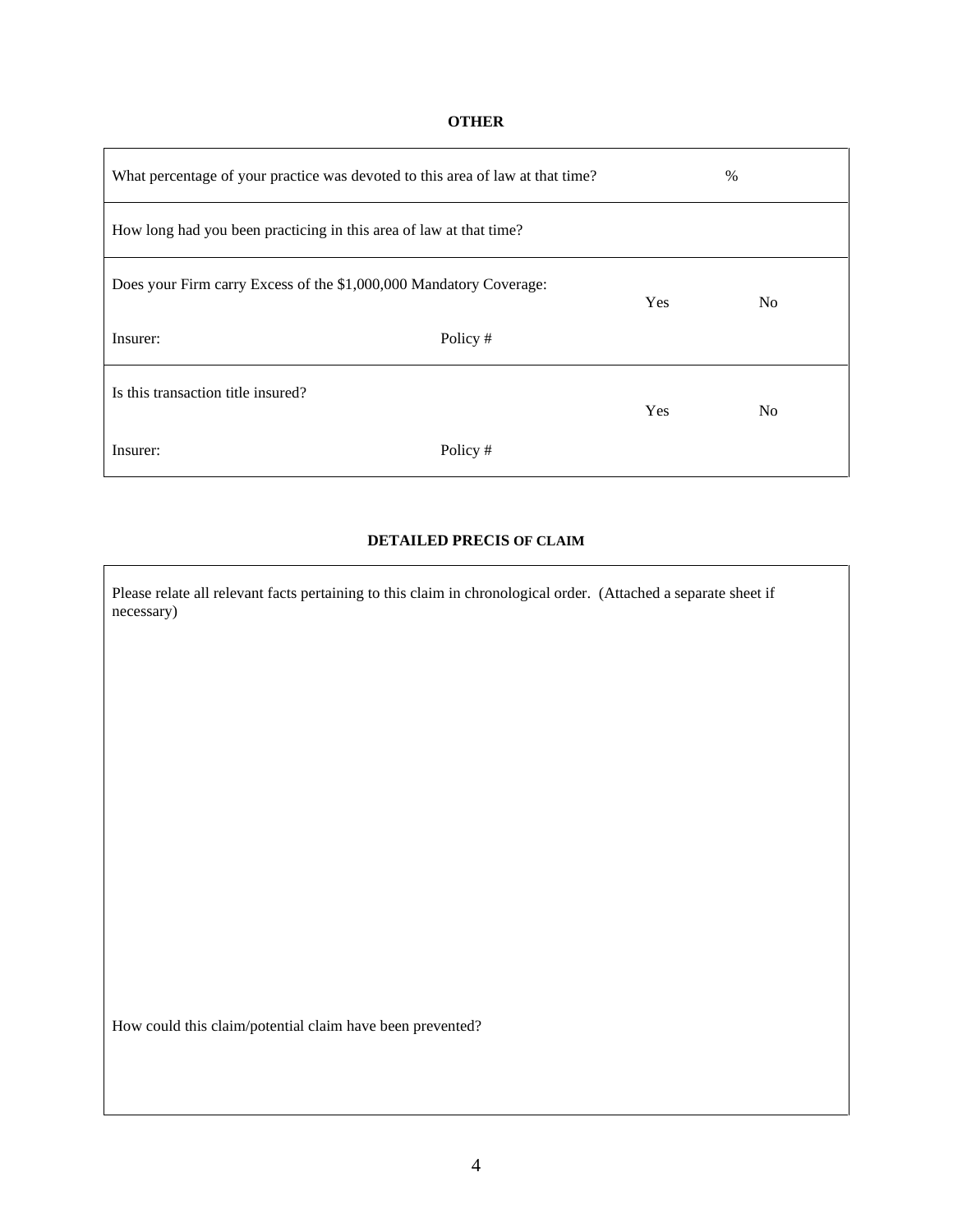## OTHER

| | | | |
|---|---|---|---|
| What percentage of your practice was devoted to this area of law at that time? | | | % |
| How long had you been practicing in this area of law at that time? | | | |
| Does your Firm carry Excess of the $1,000,000 Mandatory Coverage: | | Yes | No |
| Insurer: | Policy # | | |
| Is this transaction title insured? | | Yes | No |
| Insurer: | Policy # | | |

## DETAILED PRECIS OF CLAIM

Please relate all relevant facts pertaining to this claim in chronological order. (Attached a separate sheet if necessary)

How could this claim/potential claim have been prevented?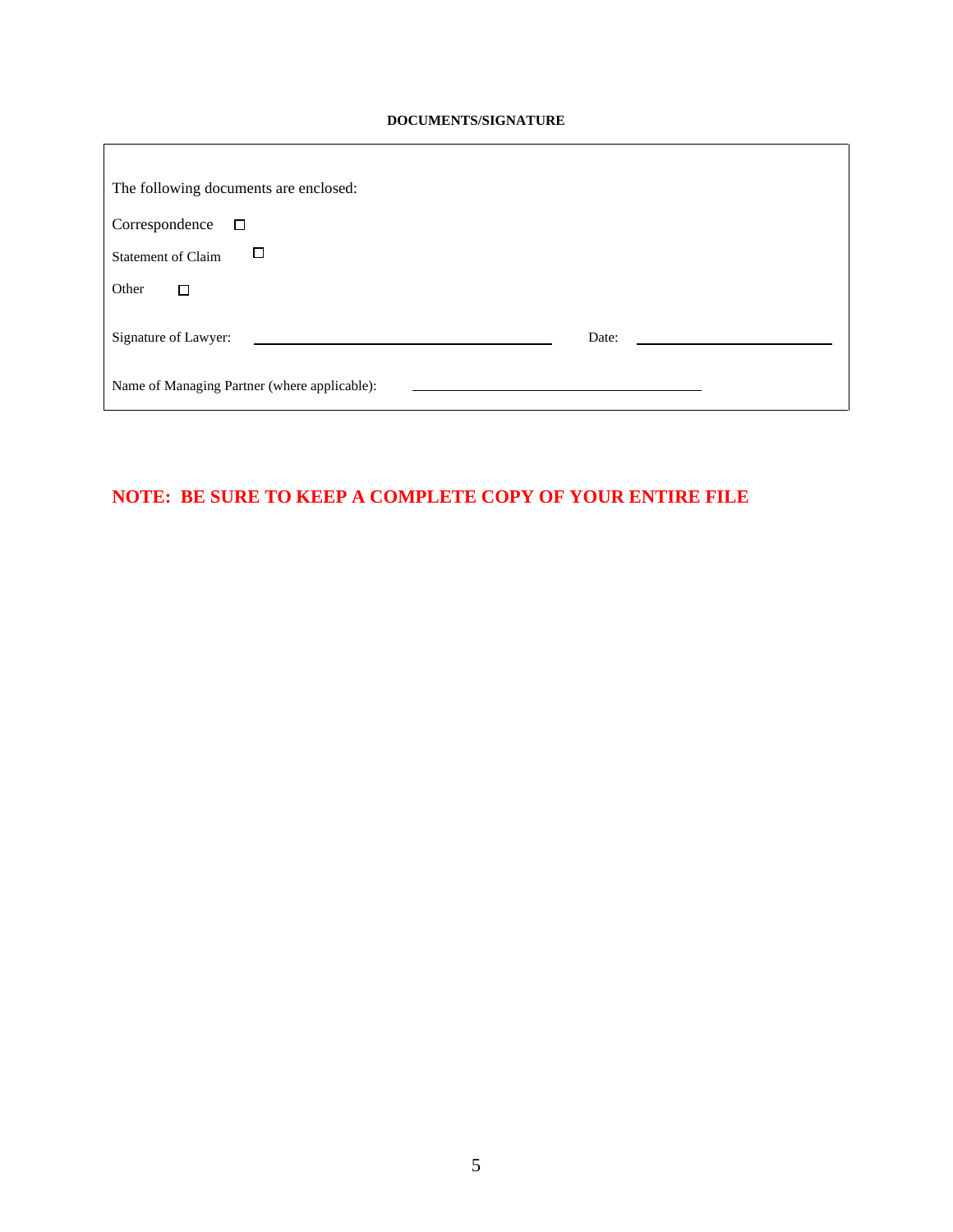**DOCUMENTS/SIGNATURE**

The following documents are enclosed:

Correspondence ☐

Statement of Claim ☐

Other ☐

Signature of Lawyer: \_\_\_\_\_\_\_\_\_\_\_\_\_\_\_\_\_\_\_\_\_\_\_\_\_\_\_\_\_\_\_\_\_\_ Date: \_\_\_\_\_\_\_\_\_\_\_\_\_\_\_\_\_\_\_\_

Name of Managing Partner (where applicable): \_\_\_\_\_\_\_\_\_\_\_\_\_\_\_\_\_\_\_\_\_\_\_\_\_\_\_\_\_\_\_\_\_\_

**NOTE: BE SURE TO KEEP A COMPLETE COPY OF YOUR ENTIRE FILE**